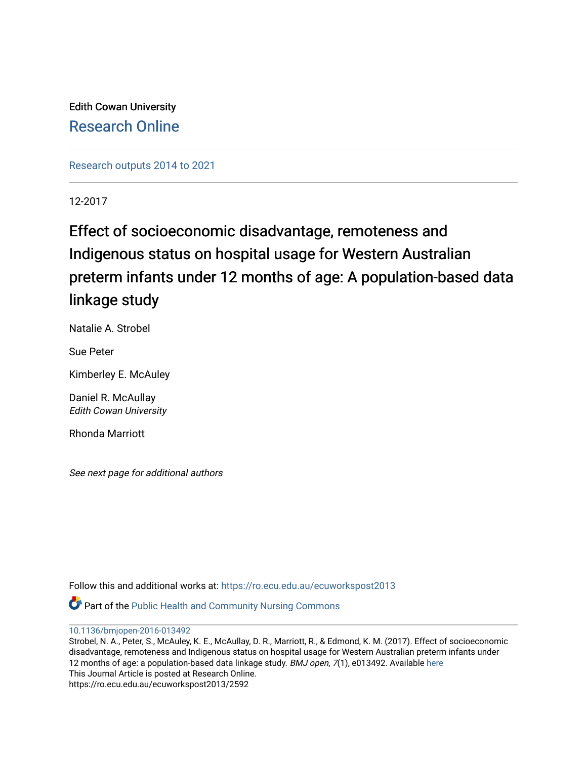Edith Cowan University

Research Online

Research outputs 2014 to 2021

12-2017

# Effect of socioeconomic disadvantage, remoteness and Indigenous status on hospital usage for Western Australian preterm infants under 12 months of age: A population-based data linkage study

Natalie A. Strobel

Sue Peter

Kimberley E. McAuley

Daniel R. McAullay
*Edith Cowan University*

Rhonda Marriott

*See next page for additional authors*

Follow this and additional works at: https://ro.ecu.edu.au/ecuworkspost2013

Part of the Public Health and Community Nursing Commons

10.1136/bmjopen-2016-013492

Strobel, N. A., Peter, S., McAuley, K. E., McAullay, D. R., Marriott, R., & Edmond, K. M. (2017). Effect of socioeconomic disadvantage, remoteness and Indigenous status on hospital usage for Western Australian preterm infants under 12 months of age: a population-based data linkage study. *BMJ open*, *7*(1), e013492. Available here

This Journal Article is posted at Research Online.

https://ro.ecu.edu.au/ecuworkspost2013/2592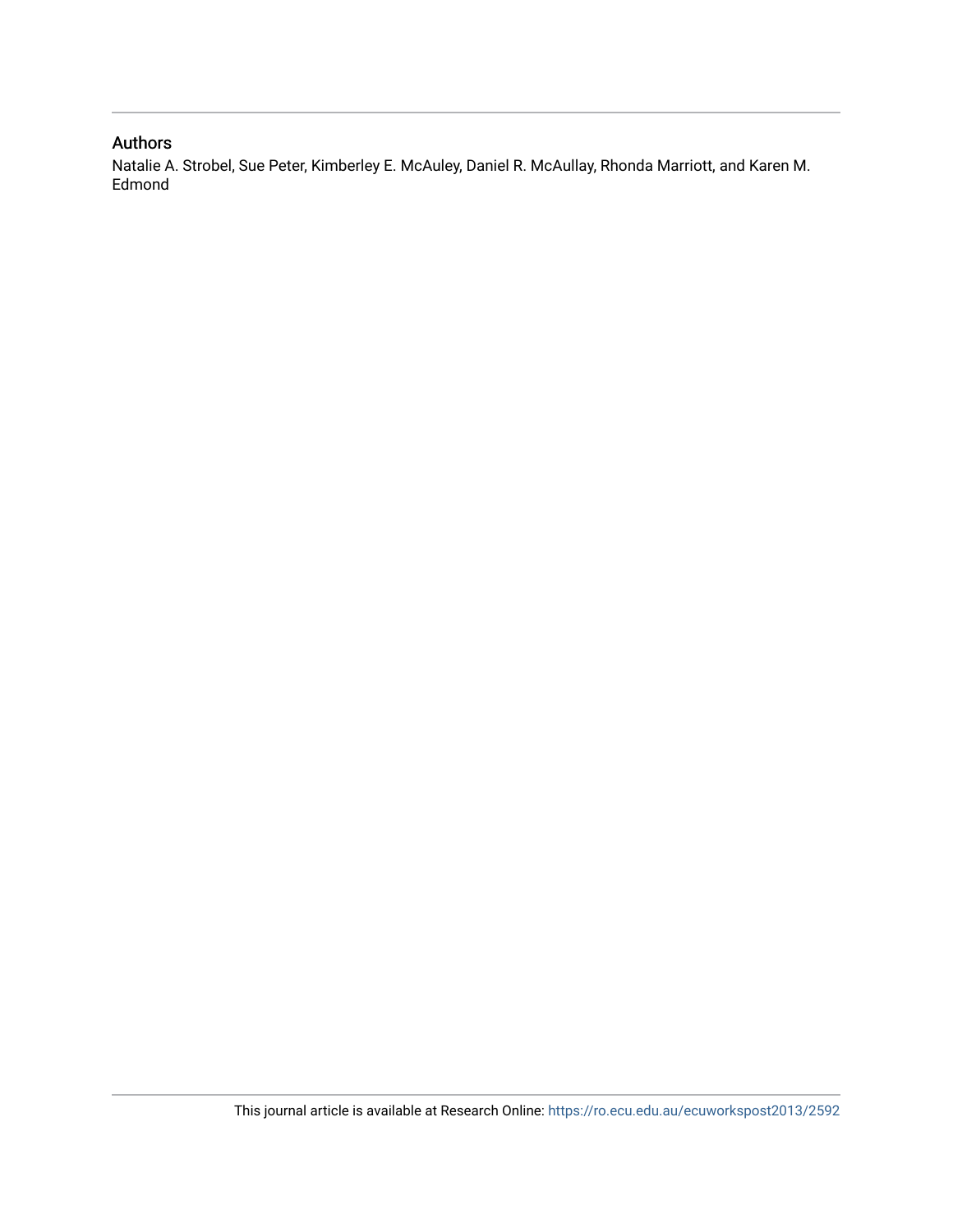## Authors

Natalie A. Strobel, Sue Peter, Kimberley E. McAuley, Daniel R. McAullay, Rhonda Marriott, and Karen M. Edmond

This journal article is available at Research Online: https://ro.ecu.edu.au/ecuworkspost2013/2592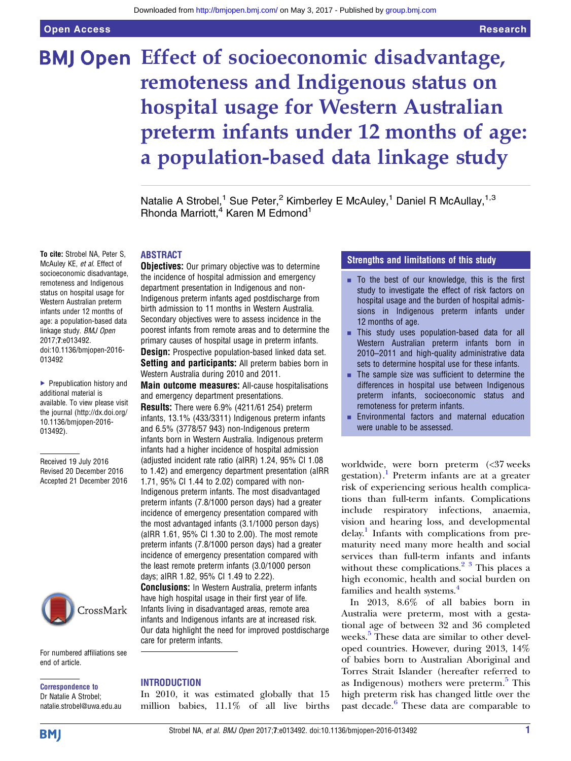# Effect of socioeconomic disadvantage, remoteness and Indigenous status on hospital usage for Western Australian preterm infants under 12 months of age: a population-based data linkage study

Natalie A Strobel,[1] Sue Peter,[2] Kimberley E McAuley,[1] Daniel R McAullay,[1,3] Rhonda Marriott,[4] Karen M Edmond[1]

**To cite:** Strobel NA, Peter S, McAuley KE, *et al*. Effect of socioeconomic disadvantage, remoteness and Indigenous status on hospital usage for Western Australian preterm infants under 12 months of age: a population-based data linkage study. *BMJ Open* 2017;**7**:e013492. doi:10.1136/bmjopen-2016-013492

▶ Prepublication history and additional material is available. To view please visit the journal (http://dx.doi.org/10.1136/bmjopen-2016-013492).

Received 19 July 2016
Revised 20 December 2016
Accepted 21 December 2016

## ABSTRACT

**Objectives:** Our primary objective was to determine the incidence of hospital admission and emergency department presentation in Indigenous and non-Indigenous preterm infants aged postdischarge from birth admission to 11 months in Western Australia. Secondary objectives were to assess incidence in the poorest infants from remote areas and to determine the primary causes of hospital usage in preterm infants.

**Design:** Prospective population-based linked data set.

**Setting and participants:** All preterm babies born in Western Australia during 2010 and 2011.

**Main outcome measures:** All-cause hospitalisations and emergency department presentations.

**Results:** There were 6.9% (4211/61 254) preterm infants, 13.1% (433/3311) Indigenous preterm infants and 6.5% (3778/57 943) non-Indigenous preterm infants born in Western Australia. Indigenous preterm infants had a higher incidence of hospital admission (adjusted incident rate ratio (aIRR) 1.24, 95% CI 1.08 to 1.42) and emergency department presentation (aIRR 1.71, 95% CI 1.44 to 2.02) compared with non-Indigenous preterm infants. The most disadvantaged preterm infants (7.8/1000 person days) had a greater incidence of emergency presentation compared with the most advantaged infants (3.1/1000 person days) (aIRR 1.61, 95% CI 1.30 to 2.00). The most remote preterm infants (7.8/1000 person days) had a greater incidence of emergency presentation compared with the least remote preterm infants (3.0/1000 person days; aIRR 1.82, 95% CI 1.49 to 2.22).

**Conclusions:** In Western Australia, preterm infants have high hospital usage in their first year of life. Infants living in disadvantaged areas, remote area infants and Indigenous infants are at increased risk. Our data highlight the need for improved postdischarge care for preterm infants.

For numbered affiliations see end of article.

**Correspondence to**
Dr Natalie A Strobel;
natalie.strobel@uwa.edu.au

### Strengths and limitations of this study

- To the best of our knowledge, this is the first study to investigate the effect of risk factors on hospital usage and the burden of hospital admissions in Indigenous preterm infants under 12 months of age.
- This study uses population-based data for all Western Australian preterm infants born in 2010–2011 and high-quality administrative data sets to determine hospital use for these infants.
- The sample size was sufficient to determine the differences in hospital use between Indigenous preterm infants, socioeconomic status and remoteness for preterm infants.
- Environmental factors and maternal education were unable to be assessed.

## INTRODUCTION

In 2010, it was estimated globally that 15 million babies, 11.1% of all live births worldwide, were born preterm (<37 weeks gestation).[1] Preterm infants are at a greater risk of experiencing serious health complications than full-term infants. Complications include respiratory infections, anaemia, vision and hearing loss, and developmental delay.[1] Infants with complications from prematurity need many more health and social services than full-term infants and infants without these complications.[2,3] This places a high economic, health and social burden on families and health systems.[4]

In 2013, 8.6% of all babies born in Australia were preterm, most with a gestational age of between 32 and 36 completed weeks.[5] These data are similar to other developed countries. However, during 2013, 14% of babies born to Australian Aboriginal and Torres Strait Islander (hereafter referred to as Indigenous) mothers were preterm.[5] This high preterm risk has changed little over the past decade.[6] These data are comparable to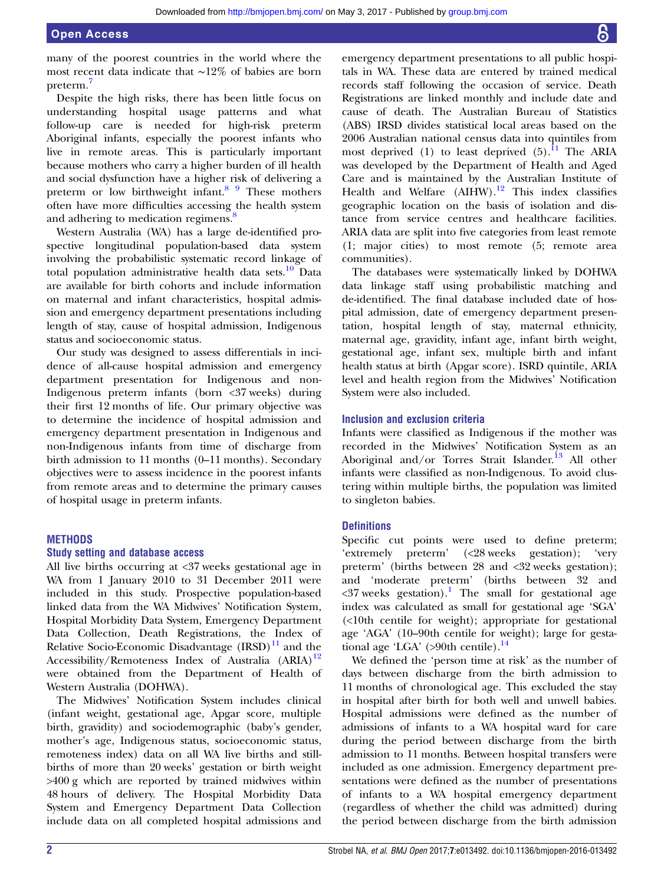many of the poorest countries in the world where the most recent data indicate that ∼12% of babies are born preterm.[7]

Despite the high risks, there has been little focus on understanding hospital usage patterns and what follow-up care is needed for high-risk preterm Aboriginal infants, especially the poorest infants who live in remote areas. This is particularly important because mothers who carry a higher burden of ill health and social dysfunction have a higher risk of delivering a preterm or low birthweight infant.[8 9] These mothers often have more difficulties accessing the health system and adhering to medication regimens.[8]

Western Australia (WA) has a large de-identified prospective longitudinal population-based data system involving the probabilistic systematic record linkage of total population administrative health data sets.[10] Data are available for birth cohorts and include information on maternal and infant characteristics, hospital admission and emergency department presentations including length of stay, cause of hospital admission, Indigenous status and socioeconomic status.

Our study was designed to assess differentials in incidence of all-cause hospital admission and emergency department presentation for Indigenous and non-Indigenous preterm infants (born <37 weeks) during their first 12 months of life. Our primary objective was to determine the incidence of hospital admission and emergency department presentation in Indigenous and non-Indigenous infants from time of discharge from birth admission to 11 months (0–11 months). Secondary objectives were to assess incidence in the poorest infants from remote areas and to determine the primary causes of hospital usage in preterm infants.

## METHODS

### Study setting and database access

All live births occurring at <37 weeks gestational age in WA from 1 January 2010 to 31 December 2011 were included in this study. Prospective population-based linked data from the WA Midwives' Notification System, Hospital Morbidity Data System, Emergency Department Data Collection, Death Registrations, the Index of Relative Socio-Economic Disadvantage (IRSD)[11] and the Accessibility/Remoteness Index of Australia (ARIA)[12] were obtained from the Department of Health of Western Australia (DOHWA).

The Midwives' Notification System includes clinical (infant weight, gestational age, Apgar score, multiple birth, gravidity) and sociodemographic (baby's gender, mother's age, Indigenous status, socioeconomic status, remoteness index) data on all WA live births and stillbirths of more than 20 weeks' gestation or birth weight >400 g which are reported by trained midwives within 48 hours of delivery. The Hospital Morbidity Data System and Emergency Department Data Collection include data on all completed hospital admissions and emergency department presentations to all public hospitals in WA. These data are entered by trained medical records staff following the occasion of service. Death Registrations are linked monthly and include date and cause of death. The Australian Bureau of Statistics (ABS) IRSD divides statistical local areas based on the 2006 Australian national census data into quintiles from most deprived (1) to least deprived (5).[11] The ARIA was developed by the Department of Health and Aged Care and is maintained by the Australian Institute of Health and Welfare (AIHW).[12] This index classifies geographic location on the basis of isolation and distance from service centres and healthcare facilities. ARIA data are split into five categories from least remote (1; major cities) to most remote (5; remote area communities).

The databases were systematically linked by DOHWA data linkage staff using probabilistic matching and de-identified. The final database included date of hospital admission, date of emergency department presentation, hospital length of stay, maternal ethnicity, maternal age, gravidity, infant age, infant birth weight, gestational age, infant sex, multiple birth and infant health status at birth (Apgar score). ISRD quintile, ARIA level and health region from the Midwives' Notification System were also included.

### Inclusion and exclusion criteria

Infants were classified as Indigenous if the mother was recorded in the Midwives' Notification System as an Aboriginal and/or Torres Strait Islander.[13] All other infants were classified as non-Indigenous. To avoid clustering within multiple births, the population was limited to singleton babies.

### Definitions

Specific cut points were used to define preterm; 'extremely preterm' (<28 weeks gestation); 'very preterm' (births between 28 and <32 weeks gestation); and 'moderate preterm' (births between 32 and <37 weeks gestation).[1] The small for gestational age index was calculated as small for gestational age 'SGA' (<10th centile for weight); appropriate for gestational age 'AGA' (10–90th centile for weight); large for gestational age 'LGA' (>90th centile).[14]

We defined the 'person time at risk' as the number of days between discharge from the birth admission to 11 months of chronological age. This excluded the stay in hospital after birth for both well and unwell babies. Hospital admissions were defined as the number of admissions of infants to a WA hospital ward for care during the period between discharge from the birth admission to 11 months. Between hospital transfers were included as one admission. Emergency department presentations were defined as the number of presentations of infants to a WA hospital emergency department (regardless of whether the child was admitted) during the period between discharge from the birth admission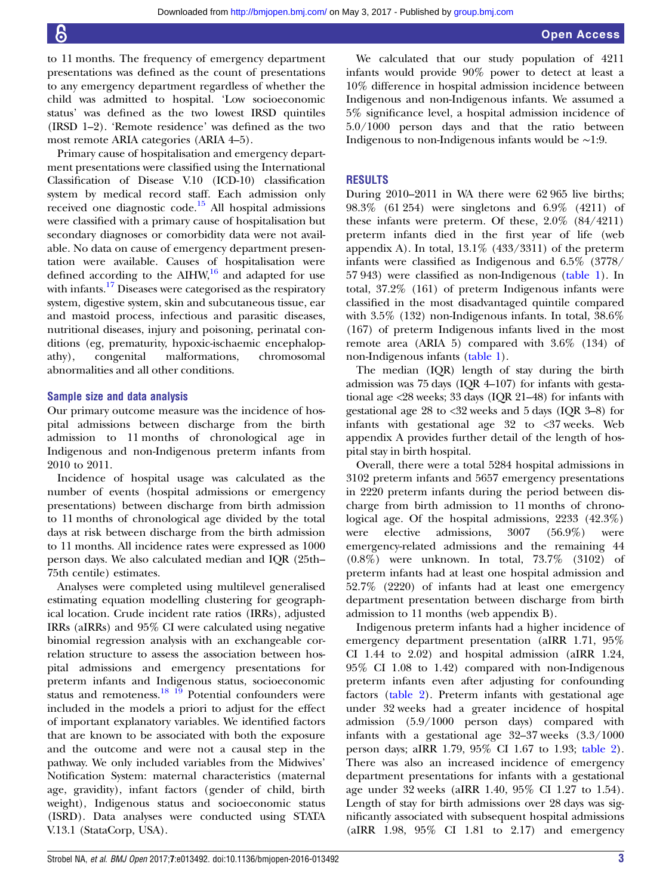to 11 months. The frequency of emergency department presentations was defined as the count of presentations to any emergency department regardless of whether the child was admitted to hospital. 'Low socioeconomic status' was defined as the two lowest IRSD quintiles (IRSD 1–2). 'Remote residence' was defined as the two most remote ARIA categories (ARIA 4–5).

Primary cause of hospitalisation and emergency department presentations were classified using the International Classification of Disease V.10 (ICD-10) classification system by medical record staff. Each admission only received one diagnostic code.[15] All hospital admissions were classified with a primary cause of hospitalisation but secondary diagnoses or comorbidity data were not available. No data on cause of emergency department presentation were available. Causes of hospitalisation were defined according to the AIHW,[16] and adapted for use with infants.[17] Diseases were categorised as the respiratory system, digestive system, skin and subcutaneous tissue, ear and mastoid process, infectious and parasitic diseases, nutritional diseases, injury and poisoning, perinatal conditions (eg, prematurity, hypoxic-ischaemic encephalopathy), congenital malformations, chromosomal abnormalities and all other conditions.

### Sample size and data analysis

Our primary outcome measure was the incidence of hospital admissions between discharge from the birth admission to 11 months of chronological age in Indigenous and non-Indigenous preterm infants from 2010 to 2011.

Incidence of hospital usage was calculated as the number of events (hospital admissions or emergency presentations) between discharge from birth admission to 11 months of chronological age divided by the total days at risk between discharge from the birth admission to 11 months. All incidence rates were expressed as 1000 person days. We also calculated median and IQR (25th–75th centile) estimates.

Analyses were completed using multilevel generalised estimating equation modelling clustering for geographical location. Crude incident rate ratios (IRRs), adjusted IRRs (aIRRs) and 95% CI were calculated using negative binomial regression analysis with an exchangeable correlation structure to assess the association between hospital admissions and emergency presentations for preterm infants and Indigenous status, socioeconomic status and remoteness.[18,19] Potential confounders were included in the models a priori to adjust for the effect of important explanatory variables. We identified factors that are known to be associated with both the exposure and the outcome and were not a causal step in the pathway. We only included variables from the Midwives' Notification System: maternal characteristics (maternal age, gravidity), infant factors (gender of child, birth weight), Indigenous status and socioeconomic status (ISRD). Data analyses were conducted using STATA V.13.1 (StataCorp, USA).

We calculated that our study population of 4211 infants would provide 90% power to detect at least a 10% difference in hospital admission incidence between Indigenous and non-Indigenous infants. We assumed a 5% significance level, a hospital admission incidence of 5.0/1000 person days and that the ratio between Indigenous to non-Indigenous infants would be ~1:9.

## RESULTS

During 2010–2011 in WA there were 62 965 live births; 98.3% (61 254) were singletons and 6.9% (4211) of these infants were preterm. Of these, 2.0% (84/4211) preterm infants died in the first year of life (web appendix A). In total, 13.1% (433/3311) of the preterm infants were classified as Indigenous and 6.5% (3778/57 943) were classified as non-Indigenous (table 1). In total, 37.2% (161) of preterm Indigenous infants were classified in the most disadvantaged quintile compared with 3.5% (132) non-Indigenous infants. In total, 38.6% (167) of preterm Indigenous infants lived in the most remote area (ARIA 5) compared with 3.6% (134) of non-Indigenous infants (table 1).

The median (IQR) length of stay during the birth admission was 75 days (IQR 4–107) for infants with gestational age <28 weeks; 33 days (IQR 21–48) for infants with gestational age 28 to <32 weeks and 5 days (IQR 3–8) for infants with gestational age 32 to <37 weeks. Web appendix A provides further detail of the length of hospital stay in birth hospital.

Overall, there were a total 5284 hospital admissions in 3102 preterm infants and 5657 emergency presentations in 2220 preterm infants during the period between discharge from birth admission to 11 months of chronological age. Of the hospital admissions, 2233 (42.3%) were elective admissions, 3007 (56.9%) were emergency-related admissions and the remaining 44 (0.8%) were unknown. In total, 73.7% (3102) of preterm infants had at least one hospital admission and 52.7% (2220) of infants had at least one emergency department presentation between discharge from birth admission to 11 months (web appendix B).

Indigenous preterm infants had a higher incidence of emergency department presentation (aIRR 1.71, 95% CI 1.44 to 2.02) and hospital admission (aIRR 1.24, 95% CI 1.08 to 1.42) compared with non-Indigenous preterm infants even after adjusting for confounding factors (table 2). Preterm infants with gestational age under 32 weeks had a greater incidence of hospital admission (5.9/1000 person days) compared with infants with a gestational age 32–37 weeks (3.3/1000 person days; aIRR 1.79, 95% CI 1.67 to 1.93; table 2). There was also an increased incidence of emergency department presentations for infants with a gestational age under 32 weeks (aIRR 1.40, 95% CI 1.27 to 1.54). Length of stay for birth admissions over 28 days was significantly associated with subsequent hospital admissions (aIRR 1.98, 95% CI 1.81 to 2.17) and emergency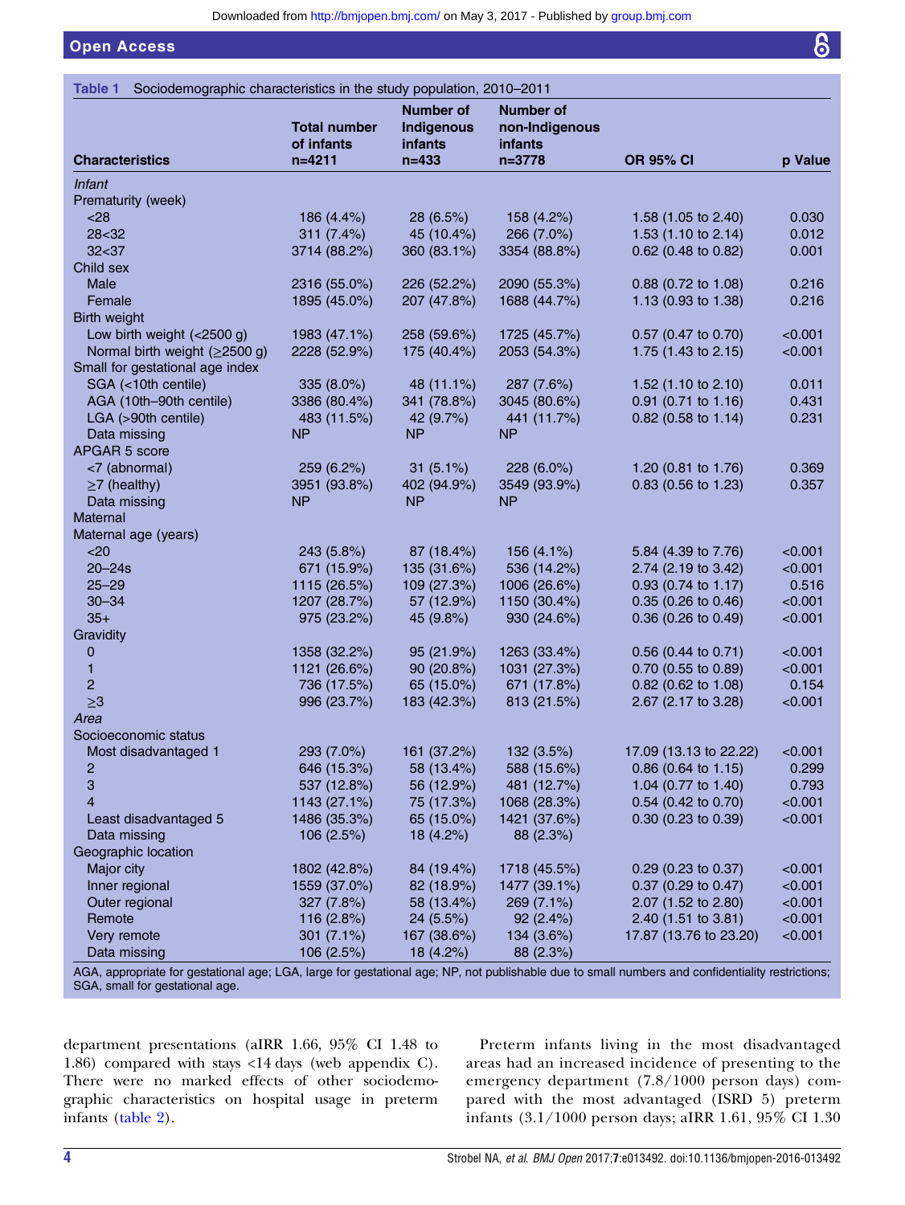**Table 1** Sociodemographic characteristics in the study population, 2010–2011

| Characteristics | Total number of infants n=4211 | Number of Indigenous infants n=433 | Number of non-Indigenous infants n=3778 | OR 95% CI | p Value |
|---|---|---|---|---|---|
| *Infant* | | | | | |
| Prematurity (week) | | | | | |
| <28 | 186 (4.4%) | 28 (6.5%) | 158 (4.2%) | 1.58 (1.05 to 2.40) | 0.030 |
| 28<32 | 311 (7.4%) | 45 (10.4%) | 266 (7.0%) | 1.53 (1.10 to 2.14) | 0.012 |
| 32<37 | 3714 (88.2%) | 360 (83.1%) | 3354 (88.8%) | 0.62 (0.48 to 0.82) | 0.001 |
| Child sex | | | | | |
| Male | 2316 (55.0%) | 226 (52.2%) | 2090 (55.3%) | 0.88 (0.72 to 1.08) | 0.216 |
| Female | 1895 (45.0%) | 207 (47.8%) | 1688 (44.7%) | 1.13 (0.93 to 1.38) | 0.216 |
| Birth weight | | | | | |
| Low birth weight (<2500 g) | 1983 (47.1%) | 258 (59.6%) | 1725 (45.7%) | 0.57 (0.47 to 0.70) | <0.001 |
| Normal birth weight (≥2500 g) | 2228 (52.9%) | 175 (40.4%) | 2053 (54.3%) | 1.75 (1.43 to 2.15) | <0.001 |
| Small for gestational age index | | | | | |
| SGA (<10th centile) | 335 (8.0%) | 48 (11.1%) | 287 (7.6%) | 1.52 (1.10 to 2.10) | 0.011 |
| AGA (10th–90th centile) | 3386 (80.4%) | 341 (78.8%) | 3045 (80.6%) | 0.91 (0.71 to 1.16) | 0.431 |
| LGA (>90th centile) | 483 (11.5%) | 42 (9.7%) | 441 (11.7%) | 0.82 (0.58 to 1.14) | 0.231 |
| Data missing | NP | NP | NP | | |
| APGAR 5 score | | | | | |
| <7 (abnormal) | 259 (6.2%) | 31 (5.1%) | 228 (6.0%) | 1.20 (0.81 to 1.76) | 0.369 |
| ≥7 (healthy) | 3951 (93.8%) | 402 (94.9%) | 3549 (93.9%) | 0.83 (0.56 to 1.23) | 0.357 |
| Data missing | NP | NP | NP | | |
| *Maternal* | | | | | |
| Maternal age (years) | | | | | |
| <20 | 243 (5.8%) | 87 (18.4%) | 156 (4.1%) | 5.84 (4.39 to 7.76) | <0.001 |
| 20–24s | 671 (15.9%) | 135 (31.6%) | 536 (14.2%) | 2.74 (2.19 to 3.42) | <0.001 |
| 25–29 | 1115 (26.5%) | 109 (27.3%) | 1006 (26.6%) | 0.93 (0.74 to 1.17) | 0.516 |
| 30–34 | 1207 (28.7%) | 57 (12.9%) | 1150 (30.4%) | 0.35 (0.26 to 0.46) | <0.001 |
| 35+ | 975 (23.2%) | 45 (9.8%) | 930 (24.6%) | 0.36 (0.26 to 0.49) | <0.001 |
| Gravidity | | | | | |
| 0 | 1358 (32.2%) | 95 (21.9%) | 1263 (33.4%) | 0.56 (0.44 to 0.71) | <0.001 |
| 1 | 1121 (26.6%) | 90 (20.8%) | 1031 (27.3%) | 0.70 (0.55 to 0.89) | <0.001 |
| 2 | 736 (17.5%) | 65 (15.0%) | 671 (17.8%) | 0.82 (0.62 to 1.08) | 0.154 |
| ≥3 | 996 (23.7%) | 183 (42.3%) | 813 (21.5%) | 2.67 (2.17 to 3.28) | <0.001 |
| *Area* | | | | | |
| Socioeconomic status | | | | | |
| Most disadvantaged 1 | 293 (7.0%) | 161 (37.2%) | 132 (3.5%) | 17.09 (13.13 to 22.22) | <0.001 |
| 2 | 646 (15.3%) | 58 (13.4%) | 588 (15.6%) | 0.86 (0.64 to 1.15) | 0.299 |
| 3 | 537 (12.8%) | 56 (12.9%) | 481 (12.7%) | 1.04 (0.77 to 1.40) | 0.793 |
| 4 | 1143 (27.1%) | 75 (17.3%) | 1068 (28.3%) | 0.54 (0.42 to 0.70) | <0.001 |
| Least disadvantaged 5 | 1486 (35.3%) | 65 (15.0%) | 1421 (37.6%) | 0.30 (0.23 to 0.39) | <0.001 |
| Data missing | 106 (2.5%) | 18 (4.2%) | 88 (2.3%) | | |
| Geographic location | | | | | |
| Major city | 1802 (42.8%) | 84 (19.4%) | 1718 (45.5%) | 0.29 (0.23 to 0.37) | <0.001 |
| Inner regional | 1559 (37.0%) | 82 (18.9%) | 1477 (39.1%) | 0.37 (0.29 to 0.47) | <0.001 |
| Outer regional | 327 (7.8%) | 58 (13.4%) | 269 (7.1%) | 2.07 (1.52 to 2.80) | <0.001 |
| Remote | 116 (2.8%) | 24 (5.5%) | 92 (2.4%) | 2.40 (1.51 to 3.81) | <0.001 |
| Very remote | 301 (7.1%) | 167 (38.6%) | 134 (3.6%) | 17.87 (13.76 to 23.20) | <0.001 |
| Data missing | 106 (2.5%) | 18 (4.2%) | 88 (2.3%) | | |

AGA, appropriate for gestational age; LGA, large for gestational age; NP, not publishable due to small numbers and confidentiality restrictions; SGA, small for gestational age.

department presentations (aIRR 1.66, 95% CI 1.48 to 1.86) compared with stays <14 days (web appendix C). There were no marked effects of other sociodemographic characteristics on hospital usage in preterm infants (table 2).

Preterm infants living in the most disadvantaged areas had an increased incidence of presenting to the emergency department (7.8/1000 person days) compared with the most advantaged (ISRD 5) preterm infants (3.1/1000 person days; aIRR 1.61, 95% CI 1.30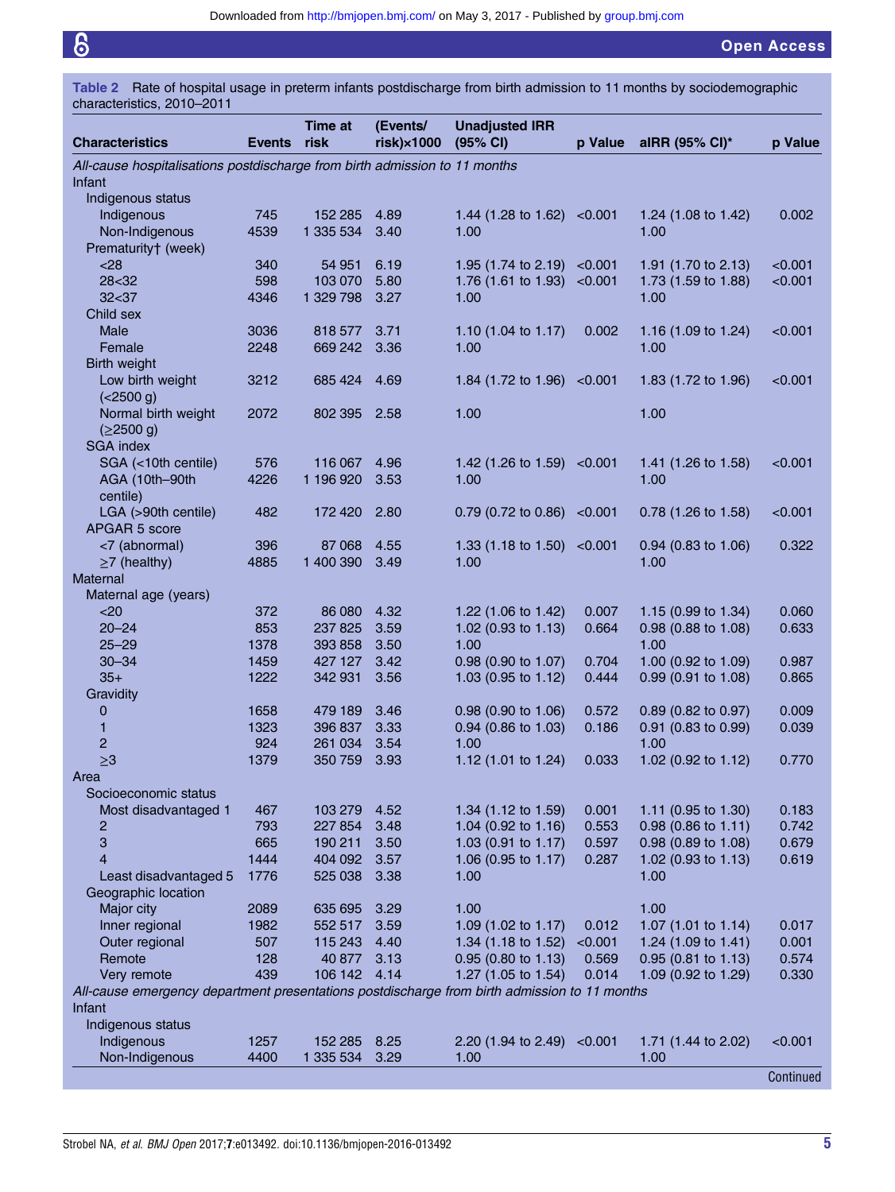**Table 2** Rate of hospital usage in preterm infants postdischarge from birth admission to 11 months by sociodemographic characteristics, 2010–2011

| Characteristics | Events | Time at risk | (Events/ risk)×1000 | Unadjusted IRR (95% CI) | p Value | aIRR (95% CI)* | p Value |
|---|---|---|---|---|---|---|---|
| *All-cause hospitalisations postdischarge from birth admission to 11 months* | | | | | | | |
| Infant | | | | | | | |
| Indigenous status | | | | | | | |
| Indigenous | 745 | 152 285 | 4.89 | 1.44 (1.28 to 1.62) | <0.001 | 1.24 (1.08 to 1.42) | 0.002 |
| Non-Indigenous | 4539 | 1 335 534 | 3.40 | 1.00 | | 1.00 | |
| Prematurity† (week) | | | | | | | |
| <28 | 340 | 54 951 | 6.19 | 1.95 (1.74 to 2.19) | <0.001 | 1.91 (1.70 to 2.13) | <0.001 |
| 28<32 | 598 | 103 070 | 5.80 | 1.76 (1.61 to 1.93) | <0.001 | 1.73 (1.59 to 1.88) | <0.001 |
| 32<37 | 4346 | 1 329 798 | 3.27 | 1.00 | | 1.00 | |
| Child sex | | | | | | | |
| Male | 3036 | 818 577 | 3.71 | 1.10 (1.04 to 1.17) | 0.002 | 1.16 (1.09 to 1.24) | <0.001 |
| Female | 2248 | 669 242 | 3.36 | 1.00 | | 1.00 | |
| Birth weight | | | | | | | |
| Low birth weight (<2500 g) | 3212 | 685 424 | 4.69 | 1.84 (1.72 to 1.96) | <0.001 | 1.83 (1.72 to 1.96) | <0.001 |
| Normal birth weight (≥2500 g) | 2072 | 802 395 | 2.58 | 1.00 | | 1.00 | |
| SGA index | | | | | | | |
| SGA (<10th centile) | 576 | 116 067 | 4.96 | 1.42 (1.26 to 1.59) | <0.001 | 1.41 (1.26 to 1.58) | <0.001 |
| AGA (10th–90th centile) | 4226 | 1 196 920 | 3.53 | 1.00 | | 1.00 | |
| LGA (>90th centile) | 482 | 172 420 | 2.80 | 0.79 (0.72 to 0.86) | <0.001 | 0.78 (1.26 to 1.58) | <0.001 |
| APGAR 5 score | | | | | | | |
| <7 (abnormal) | 396 | 87 068 | 4.55 | 1.33 (1.18 to 1.50) | <0.001 | 0.94 (0.83 to 1.06) | 0.322 |
| ≥7 (healthy) | 4885 | 1 400 390 | 3.49 | 1.00 | | 1.00 | |
| Maternal | | | | | | | |
| Maternal age (years) | | | | | | | |
| <20 | 372 | 86 080 | 4.32 | 1.22 (1.06 to 1.42) | 0.007 | 1.15 (0.99 to 1.34) | 0.060 |
| 20–24 | 853 | 237 825 | 3.59 | 1.02 (0.93 to 1.13) | 0.664 | 0.98 (0.88 to 1.08) | 0.633 |
| 25–29 | 1378 | 393 858 | 3.50 | 1.00 | | 1.00 | |
| 30–34 | 1459 | 427 127 | 3.42 | 0.98 (0.90 to 1.07) | 0.704 | 1.00 (0.92 to 1.09) | 0.987 |
| 35+ | 1222 | 342 931 | 3.56 | 1.03 (0.95 to 1.12) | 0.444 | 0.99 (0.91 to 1.08) | 0.865 |
| Gravidity | | | | | | | |
| 0 | 1658 | 479 189 | 3.46 | 0.98 (0.90 to 1.06) | 0.572 | 0.89 (0.82 to 0.97) | 0.009 |
| 1 | 1323 | 396 837 | 3.33 | 0.94 (0.86 to 1.03) | 0.186 | 0.91 (0.83 to 0.99) | 0.039 |
| 2 | 924 | 261 034 | 3.54 | 1.00 | | 1.00 | |
| ≥3 | 1379 | 350 759 | 3.93 | 1.12 (1.01 to 1.24) | 0.033 | 1.02 (0.92 to 1.12) | 0.770 |
| Area | | | | | | | |
| Socioeconomic status | | | | | | | |
| Most disadvantaged 1 | 467 | 103 279 | 4.52 | 1.34 (1.12 to 1.59) | 0.001 | 1.11 (0.95 to 1.30) | 0.183 |
| 2 | 793 | 227 854 | 3.48 | 1.04 (0.92 to 1.16) | 0.553 | 0.98 (0.86 to 1.11) | 0.742 |
| 3 | 665 | 190 211 | 3.50 | 1.03 (0.91 to 1.17) | 0.597 | 0.98 (0.89 to 1.08) | 0.679 |
| 4 | 1444 | 404 092 | 3.57 | 1.06 (0.95 to 1.17) | 0.287 | 1.02 (0.93 to 1.13) | 0.619 |
| Least disadvantaged 5 | 1776 | 525 038 | 3.38 | 1.00 | | 1.00 | |
| Geographic location | | | | | | | |
| Major city | 2089 | 635 695 | 3.29 | 1.00 | | 1.00 | |
| Inner regional | 1982 | 552 517 | 3.59 | 1.09 (1.02 to 1.17) | 0.012 | 1.07 (1.01 to 1.14) | 0.017 |
| Outer regional | 507 | 115 243 | 4.40 | 1.34 (1.18 to 1.52) | <0.001 | 1.24 (1.09 to 1.41) | 0.001 |
| Remote | 128 | 40 877 | 3.13 | 0.95 (0.80 to 1.13) | 0.569 | 0.95 (0.81 to 1.13) | 0.574 |
| Very remote | 439 | 106 142 | 4.14 | 1.27 (1.05 to 1.54) | 0.014 | 1.09 (0.92 to 1.29) | 0.330 |
| *All-cause emergency department presentations postdischarge from birth admission to 11 months* | | | | | | | |
| Infant | | | | | | | |
| Indigenous status | | | | | | | |
| Indigenous | 1257 | 152 285 | 8.25 | 2.20 (1.94 to 2.49) | <0.001 | 1.71 (1.44 to 2.02) | <0.001 |
| Non-Indigenous | 4400 | 1 335 534 | 3.29 | 1.00 | | 1.00 | |

Continued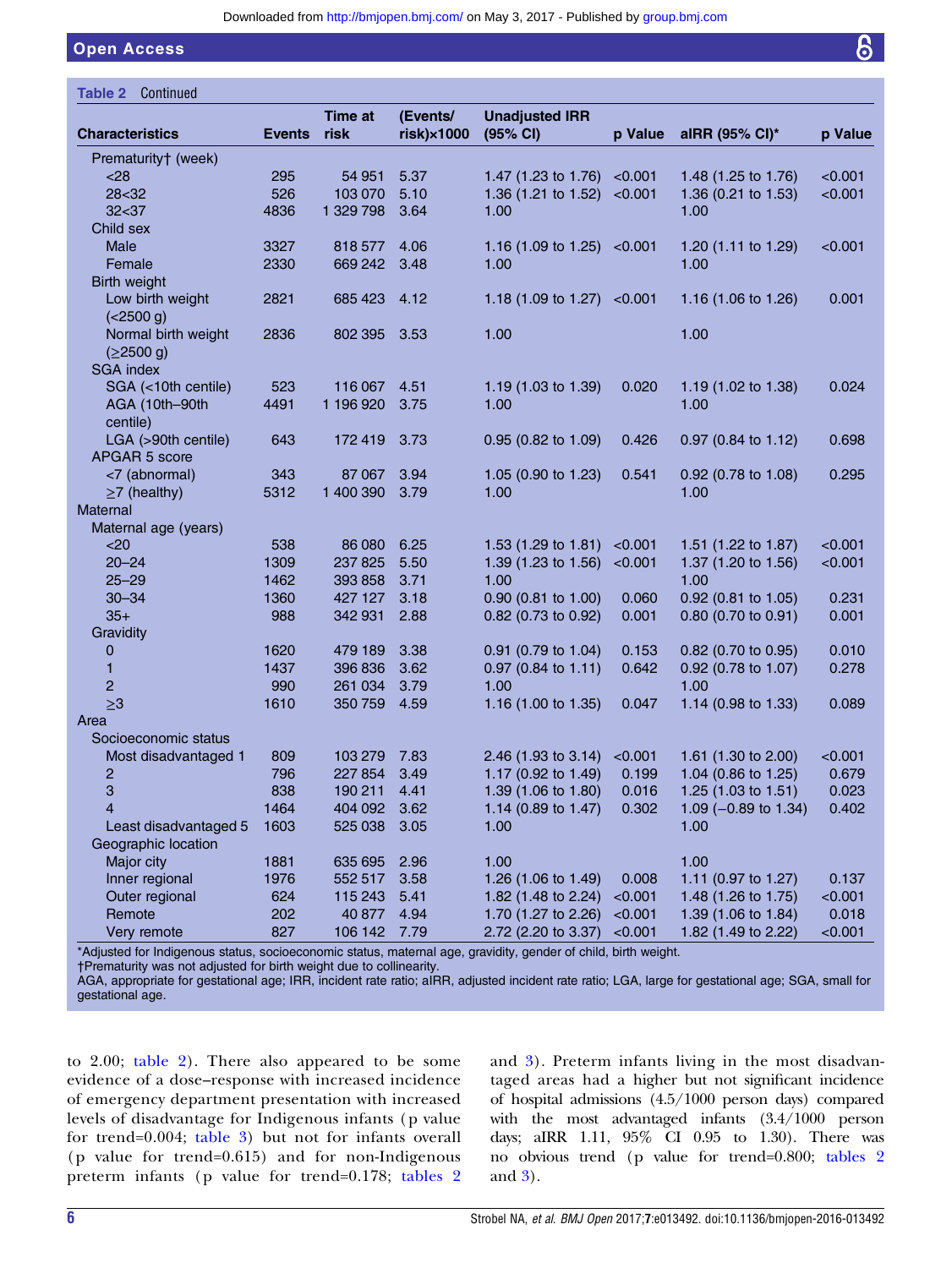**Table 2** Continued

| Characteristics | Events | Time at risk | (Events/risk)×1000 | Unadjusted IRR (95% CI) | p Value | aIRR (95% CI)* | p Value |
|---|---|---|---|---|---|---|---|
| Prematurity† (week) | | | | | | | |
| <28 | 295 | 54 951 | 5.37 | 1.47 (1.23 to 1.76) | <0.001 | 1.48 (1.25 to 1.76) | <0.001 |
| 28<32 | 526 | 103 070 | 5.10 | 1.36 (1.21 to 1.52) | <0.001 | 1.36 (0.21 to 1.53) | <0.001 |
| 32<37 | 4836 | 1 329 798 | 3.64 | 1.00 | | 1.00 | |
| Child sex | | | | | | | |
| Male | 3327 | 818 577 | 4.06 | 1.16 (1.09 to 1.25) | <0.001 | 1.20 (1.11 to 1.29) | <0.001 |
| Female | 2330 | 669 242 | 3.48 | 1.00 | | 1.00 | |
| Birth weight | | | | | | | |
| Low birth weight (<2500 g) | 2821 | 685 423 | 4.12 | 1.18 (1.09 to 1.27) | <0.001 | 1.16 (1.06 to 1.26) | 0.001 |
| Normal birth weight (≥2500 g) | 2836 | 802 395 | 3.53 | 1.00 | | 1.00 | |
| SGA index | | | | | | | |
| SGA (<10th centile) | 523 | 116 067 | 4.51 | 1.19 (1.03 to 1.39) | 0.020 | 1.19 (1.02 to 1.38) | 0.024 |
| AGA (10th–90th centile) | 4491 | 1 196 920 | 3.75 | 1.00 | | 1.00 | |
| LGA (>90th centile) | 643 | 172 419 | 3.73 | 0.95 (0.82 to 1.09) | 0.426 | 0.97 (0.84 to 1.12) | 0.698 |
| APGAR 5 score | | | | | | | |
| <7 (abnormal) | 343 | 87 067 | 3.94 | 1.05 (0.90 to 1.23) | 0.541 | 0.92 (0.78 to 1.08) | 0.295 |
| ≥7 (healthy) | 5312 | 1 400 390 | 3.79 | 1.00 | | 1.00 | |
| Maternal | | | | | | | |
| Maternal age (years) | | | | | | | |
| <20 | 538 | 86 080 | 6.25 | 1.53 (1.29 to 1.81) | <0.001 | 1.51 (1.22 to 1.87) | <0.001 |
| 20–24 | 1309 | 237 825 | 5.50 | 1.39 (1.23 to 1.56) | <0.001 | 1.37 (1.20 to 1.56) | <0.001 |
| 25–29 | 1462 | 393 858 | 3.71 | 1.00 | | 1.00 | |
| 30–34 | 1360 | 427 127 | 3.18 | 0.90 (0.81 to 1.00) | 0.060 | 0.92 (0.81 to 1.05) | 0.231 |
| 35+ | 988 | 342 931 | 2.88 | 0.82 (0.73 to 0.92) | 0.001 | 0.80 (0.70 to 0.91) | 0.001 |
| Gravidity | | | | | | | |
| 0 | 1620 | 479 189 | 3.38 | 0.91 (0.79 to 1.04) | 0.153 | 0.82 (0.70 to 0.95) | 0.010 |
| 1 | 1437 | 396 836 | 3.62 | 0.97 (0.84 to 1.11) | 0.642 | 0.92 (0.78 to 1.07) | 0.278 |
| 2 | 990 | 261 034 | 3.79 | 1.00 | | 1.00 | |
| ≥3 | 1610 | 350 759 | 4.59 | 1.16 (1.00 to 1.35) | 0.047 | 1.14 (0.98 to 1.33) | 0.089 |
| Area | | | | | | | |
| Socioeconomic status | | | | | | | |
| Most disadvantaged 1 | 809 | 103 279 | 7.83 | 2.46 (1.93 to 3.14) | <0.001 | 1.61 (1.30 to 2.00) | <0.001 |
| 2 | 796 | 227 854 | 3.49 | 1.17 (0.92 to 1.49) | 0.199 | 1.04 (0.86 to 1.25) | 0.679 |
| 3 | 838 | 190 211 | 4.41 | 1.39 (1.06 to 1.80) | 0.016 | 1.25 (1.03 to 1.51) | 0.023 |
| 4 | 1464 | 404 092 | 3.62 | 1.14 (0.89 to 1.47) | 0.302 | 1.09 (−0.89 to 1.34) | 0.402 |
| Least disadvantaged 5 | 1603 | 525 038 | 3.05 | 1.00 | | 1.00 | |
| Geographic location | | | | | | | |
| Major city | 1881 | 635 695 | 2.96 | 1.00 | | 1.00 | |
| Inner regional | 1976 | 552 517 | 3.58 | 1.26 (1.06 to 1.49) | 0.008 | 1.11 (0.97 to 1.27) | 0.137 |
| Outer regional | 624 | 115 243 | 5.41 | 1.82 (1.48 to 2.24) | <0.001 | 1.48 (1.26 to 1.75) | <0.001 |
| Remote | 202 | 40 877 | 4.94 | 1.70 (1.27 to 2.26) | <0.001 | 1.39 (1.06 to 1.84) | 0.018 |
| Very remote | 827 | 106 142 | 7.79 | 2.72 (2.20 to 3.37) | <0.001 | 1.82 (1.49 to 2.22) | <0.001 |

*Adjusted for Indigenous status, socioeconomic status, maternal age, gravidity, gender of child, birth weight.
†Prematurity was not adjusted for birth weight due to collinearity.
AGA, appropriate for gestational age; IRR, incident rate ratio; aIRR, adjusted incident rate ratio; LGA, large for gestational age; SGA, small for gestational age.

to 2.00; table 2). There also appeared to be some evidence of a dose–response with increased incidence of emergency department presentation with increased levels of disadvantage for Indigenous infants (p value for trend=0.004; table 3) but not for infants overall (p value for trend=0.615) and for non-Indigenous preterm infants (p value for trend=0.178; tables 2 and 3). Preterm infants living in the most disadvantaged areas had a higher but not significant incidence of hospital admissions (4.5/1000 person days) compared with the most advantaged infants (3.4/1000 person days; aIRR 1.11, 95% CI 0.95 to 1.30). There was no obvious trend (p value for trend=0.800; tables 2 and 3).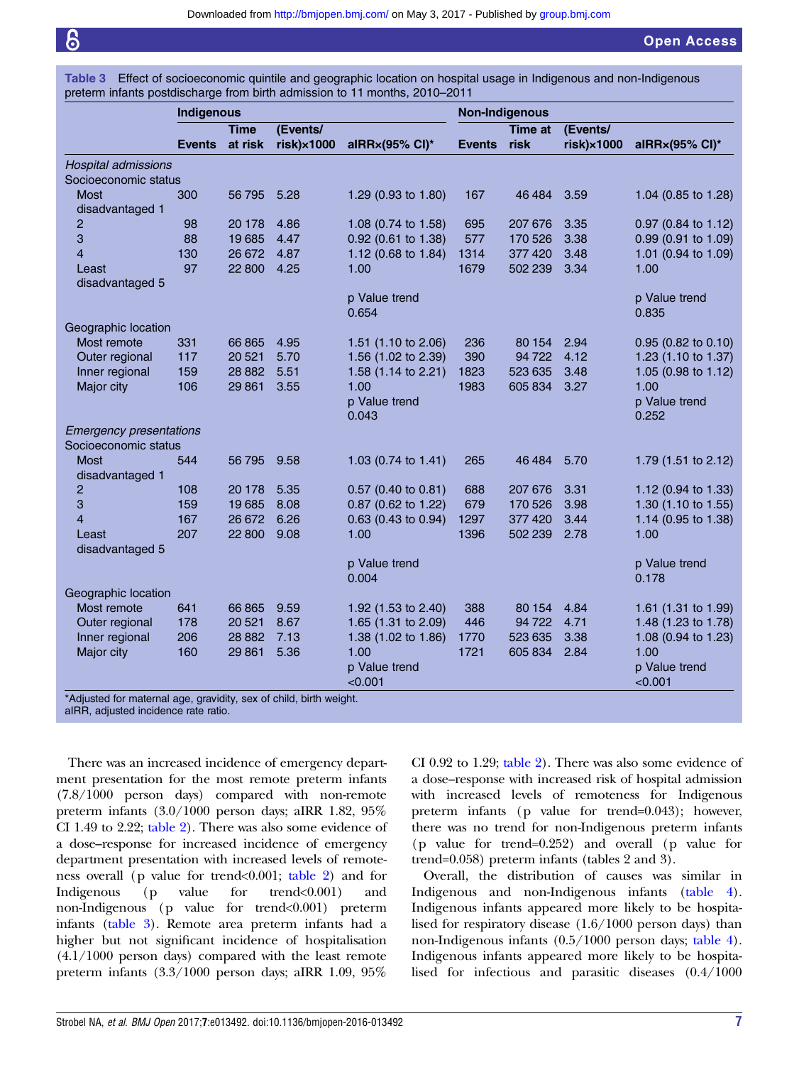**Table 3** Effect of socioeconomic quintile and geographic location on hospital usage in Indigenous and non-Indigenous preterm infants postdischarge from birth admission to 11 months, 2010–2011

| | Indigenous | | | | Non-Indigenous | | | |
|---|---|---|---|---|---|---|---|---|
| | Events | Time at risk | (Events/ risk)×1000 | aIRR×(95% CI)* | Events | Time at risk | (Events/ risk)×1000 | aIRR×(95% CI)* |
| *Hospital admissions* | | | | | | | | |
| Socioeconomic status | | | | | | | | |
| Most disadvantaged 1 | 300 | 56 795 | 5.28 | 1.29 (0.93 to 1.80) | 167 | 46 484 | 3.59 | 1.04 (0.85 to 1.28) |
| 2 | 98 | 20 178 | 4.86 | 1.08 (0.74 to 1.58) | 695 | 207 676 | 3.35 | 0.97 (0.84 to 1.12) |
| 3 | 88 | 19 685 | 4.47 | 0.92 (0.61 to 1.38) | 577 | 170 526 | 3.38 | 0.99 (0.91 to 1.09) |
| 4 | 130 | 26 672 | 4.87 | 1.12 (0.68 to 1.84) | 1314 | 377 420 | 3.48 | 1.01 (0.94 to 1.09) |
| Least disadvantaged 5 | 97 | 22 800 | 4.25 | 1.00 | 1679 | 502 239 | 3.34 | 1.00 |
| | | | | p Value trend 0.654 | | | | p Value trend 0.835 |
| Geographic location | | | | | | | | |
| Most remote | 331 | 66 865 | 4.95 | 1.51 (1.10 to 2.06) | 236 | 80 154 | 2.94 | 0.95 (0.82 to 0.10) |
| Outer regional | 117 | 20 521 | 5.70 | 1.56 (1.02 to 2.39) | 390 | 94 722 | 4.12 | 1.23 (1.10 to 1.37) |
| Inner regional | 159 | 28 882 | 5.51 | 1.58 (1.14 to 2.21) | 1823 | 523 635 | 3.48 | 1.05 (0.98 to 1.12) |
| Major city | 106 | 29 861 | 3.55 | 1.00 | 1983 | 605 834 | 3.27 | 1.00 |
| | | | | p Value trend 0.043 | | | | p Value trend 0.252 |
| *Emergency presentations* | | | | | | | | |
| Socioeconomic status | | | | | | | | |
| Most disadvantaged 1 | 544 | 56 795 | 9.58 | 1.03 (0.74 to 1.41) | 265 | 46 484 | 5.70 | 1.79 (1.51 to 2.12) |
| 2 | 108 | 20 178 | 5.35 | 0.57 (0.40 to 0.81) | 688 | 207 676 | 3.31 | 1.12 (0.94 to 1.33) |
| 3 | 159 | 19 685 | 8.08 | 0.87 (0.62 to 1.22) | 679 | 170 526 | 3.98 | 1.30 (1.10 to 1.55) |
| 4 | 167 | 26 672 | 6.26 | 0.63 (0.43 to 0.94) | 1297 | 377 420 | 3.44 | 1.14 (0.95 to 1.38) |
| Least disadvantaged 5 | 207 | 22 800 | 9.08 | 1.00 | 1396 | 502 239 | 2.78 | 1.00 |
| | | | | p Value trend 0.004 | | | | p Value trend 0.178 |
| Geographic location | | | | | | | | |
| Most remote | 641 | 66 865 | 9.59 | 1.92 (1.53 to 2.40) | 388 | 80 154 | 4.84 | 1.61 (1.31 to 1.99) |
| Outer regional | 178 | 20 521 | 8.67 | 1.65 (1.31 to 2.09) | 446 | 94 722 | 4.71 | 1.48 (1.23 to 1.78) |
| Inner regional | 206 | 28 882 | 7.13 | 1.38 (1.02 to 1.86) | 1770 | 523 635 | 3.38 | 1.08 (0.94 to 1.23) |
| Major city | 160 | 29 861 | 5.36 | 1.00 | 1721 | 605 834 | 2.84 | 1.00 |
| | | | | p Value trend <0.001 | | | | p Value trend <0.001 |

*Adjusted for maternal age, gravidity, sex of child, birth weight.
aIRR, adjusted incidence rate ratio.

There was an increased incidence of emergency department presentation for the most remote preterm infants (7.8/1000 person days) compared with non-remote preterm infants (3.0/1000 person days; aIRR 1.82, 95% CI 1.49 to 2.22; table 2). There was also some evidence of a dose–response for increased incidence of emergency department presentation with increased levels of remoteness overall (p value for trend<0.001; table 2) and for Indigenous (p value for trend<0.001) and non-Indigenous (p value for trend<0.001) preterm infants (table 3). Remote area preterm infants had a higher but not significant incidence of hospitalisation (4.1/1000 person days) compared with the least remote preterm infants (3.3/1000 person days; aIRR 1.09, 95% CI 0.92 to 1.29; table 2). There was also some evidence of a dose–response with increased risk of hospital admission with increased levels of remoteness for Indigenous preterm infants (p value for trend=0.043); however, there was no trend for non-Indigenous preterm infants (p value for trend=0.252) and overall (p value for trend=0.058) preterm infants (tables 2 and 3).

Overall, the distribution of causes was similar in Indigenous and non-Indigenous infants (table 4). Indigenous infants appeared more likely to be hospitalised for respiratory disease (1.6/1000 person days) than non-Indigenous infants (0.5/1000 person days; table 4). Indigenous infants appeared more likely to be hospitalised for infectious and parasitic diseases (0.4/1000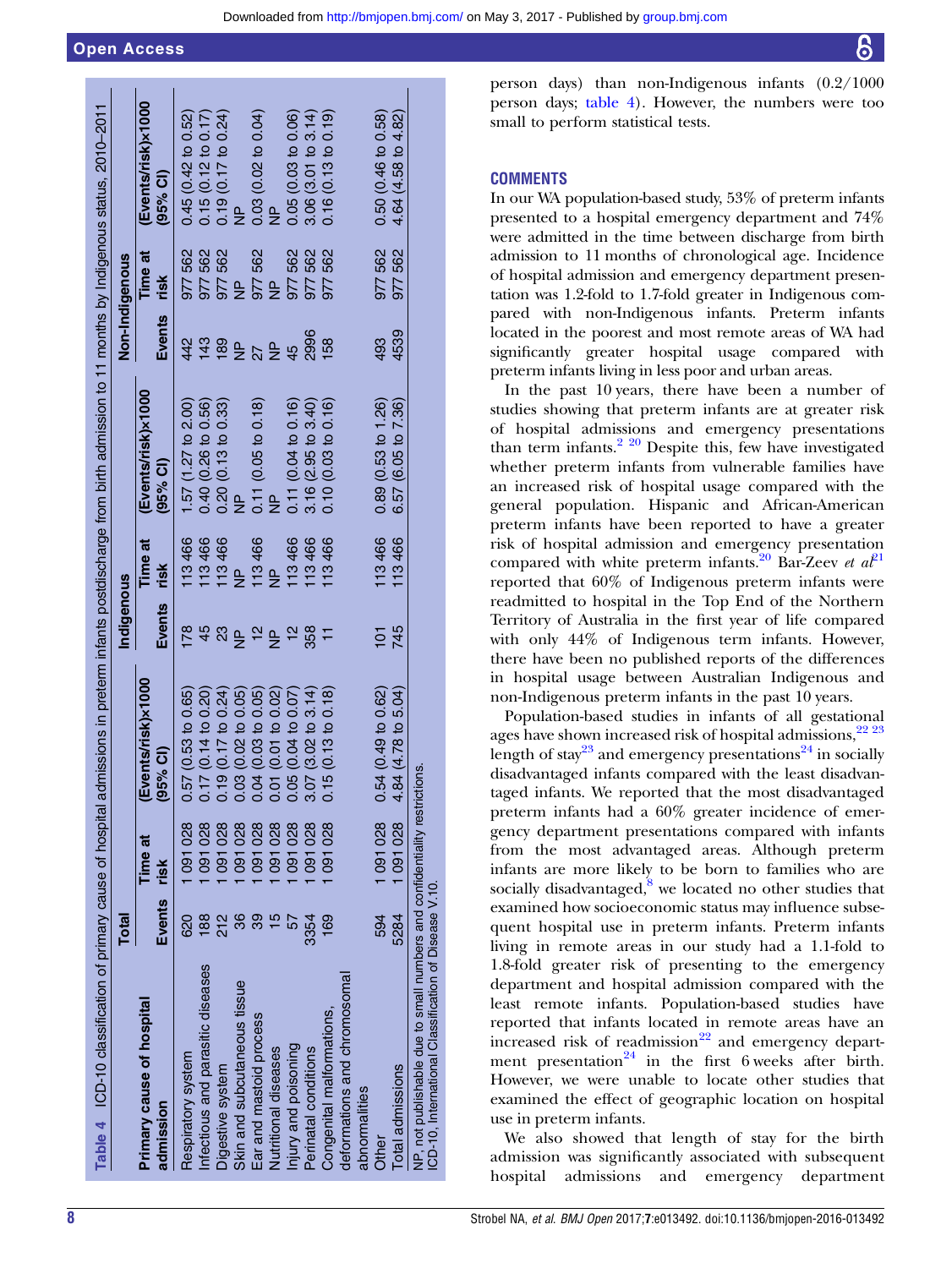**Table 4** ICD-10 classification of primary cause of hospital admissions in preterm infants postdischarge from birth admission to 11 months by Indigenous status, 2010–2011

| Primary cause of hospital admission | Total | | | Indigenous | | | Non-Indigenous | | |
|---|---|---|---|---|---|---|---|---|---|
| | Events | Time at risk | (Events/risk)×1000 (95% CI) | Events | Time at risk | (Events/risk)×1000 (95% CI) | Events | Time at risk | (Events/risk)×1000 (95% CI) |
| Respiratory system | 620 | 1 091 028 | 0.57 (0.53 to 0.65) | 178 | 113 466 | 1.57 (1.27 to 2.00) | 442 | 977 562 | 0.45 (0.42 to 0.52) |
| Infectious and parasitic diseases | 188 | 1 091 028 | 0.17 (0.14 to 0.20) | 45 | 113 466 | 0.40 (0.26 to 0.56) | 143 | 977 562 | 0.15 (0.12 to 0.17) |
| Digestive system | 212 | 1 091 028 | 0.19 (0.17 to 0.24) | 23 | 113 466 | 0.20 (0.13 to 0.33) | 189 | 977 562 | 0.19 (0.17 to 0.24) |
| Skin and subcutaneous tissue | 36 | 1 091 028 | 0.03 (0.02 to 0.05) | NP | NP | NP | NP | NP | NP |
| Ear and mastoid process | 39 | 1 091 028 | 0.04 (0.03 to 0.05) | 12 | 113 466 | 0.11 (0.05 to 0.18) | 27 | 977 562 | 0.03 (0.02 to 0.04) |
| Nutritional diseases | 15 | 1 091 028 | 0.01 (0.01 to 0.02) | NP | NP | NP | NP | NP | NP |
| Injury and poisoning | 57 | 1 091 028 | 0.05 (0.04 to 0.07) | 12 | 113 466 | 0.11 (0.04 to 0.16) | 45 | 977 562 | 0.05 (0.03 to 0.06) |
| Perinatal conditions | 3354 | 1 091 028 | 3.07 (3.02 to 3.14) | 358 | 113 466 | 3.16 (2.95 to 3.40) | 2996 | 977 562 | 3.06 (3.01 to 3.14) |
| Congenital malformations, deformations and chromosomal abnormalities | 169 | 1 091 028 | 0.15 (0.13 to 0.18) | 11 | 113 466 | 0.10 (0.03 to 0.16) | 158 | 977 562 | 0.16 (0.13 to 0.19) |
| Other | 594 | 1 091 028 | 0.54 (0.49 to 0.62) | 101 | 113 466 | 0.89 (0.53 to 1.26) | 493 | 977 562 | 0.50 (0.46 to 0.58) |
| Total admissions | 5284 | 1 091 028 | 4.84 (4.78 to 5.04) | 745 | 113 466 | 6.57 (6.05 to 7.36) | 4539 | 977 562 | 4.64 (4.58 to 4.82) |

NP, not publishable due to small numbers and confidentiality restrictions.
ICD-10, International Classification of Disease V.10.

person days) than non-Indigenous infants (0.2/1000 person days; table 4). However, the numbers were too small to perform statistical tests.

## COMMENTS

In our WA population-based study, 53% of preterm infants presented to a hospital emergency department and 74% were admitted in the time between discharge from birth admission to 11 months of chronological age. Incidence of hospital admission and emergency department presentation was 1.2-fold to 1.7-fold greater in Indigenous compared with non-Indigenous infants. Preterm infants located in the poorest and most remote areas of WA had significantly greater hospital usage compared with preterm infants living in less poor and urban areas.

In the past 10 years, there have been a number of studies showing that preterm infants are at greater risk of hospital admissions and emergency presentations than term infants.[2 20] Despite this, few have investigated whether preterm infants from vulnerable families have an increased risk of hospital usage compared with the general population. Hispanic and African-American preterm infants have been reported to have a greater risk of hospital admission and emergency presentation compared with white preterm infants.[20] Bar-Zeev *et al*[21] reported that 60% of Indigenous preterm infants were readmitted to hospital in the Top End of the Northern Territory of Australia in the first year of life compared with only 44% of Indigenous term infants. However, there have been no published reports of the differences in hospital usage between Australian Indigenous and non-Indigenous preterm infants in the past 10 years.

Population-based studies in infants of all gestational ages have shown increased risk of hospital admissions,[22 23] length of stay[23] and emergency presentations[24] in socially disadvantaged infants compared with the least disadvantaged infants. We reported that the most disadvantaged preterm infants had a 60% greater incidence of emergency department presentations compared with infants from the most advantaged areas. Although preterm infants are more likely to be born to families who are socially disadvantaged,[8] we located no other studies that examined how socioeconomic status may influence subsequent hospital use in preterm infants. Preterm infants living in remote areas in our study had a 1.1-fold to 1.8-fold greater risk of presenting to the emergency department and hospital admission compared with the least remote infants. Population-based studies have reported that infants located in remote areas have an increased risk of readmission[22] and emergency department presentation[24] in the first 6 weeks after birth. However, we were unable to locate other studies that examined the effect of geographic location on hospital use in preterm infants.

We also showed that length of stay for the birth admission was significantly associated with subsequent hospital admissions and emergency department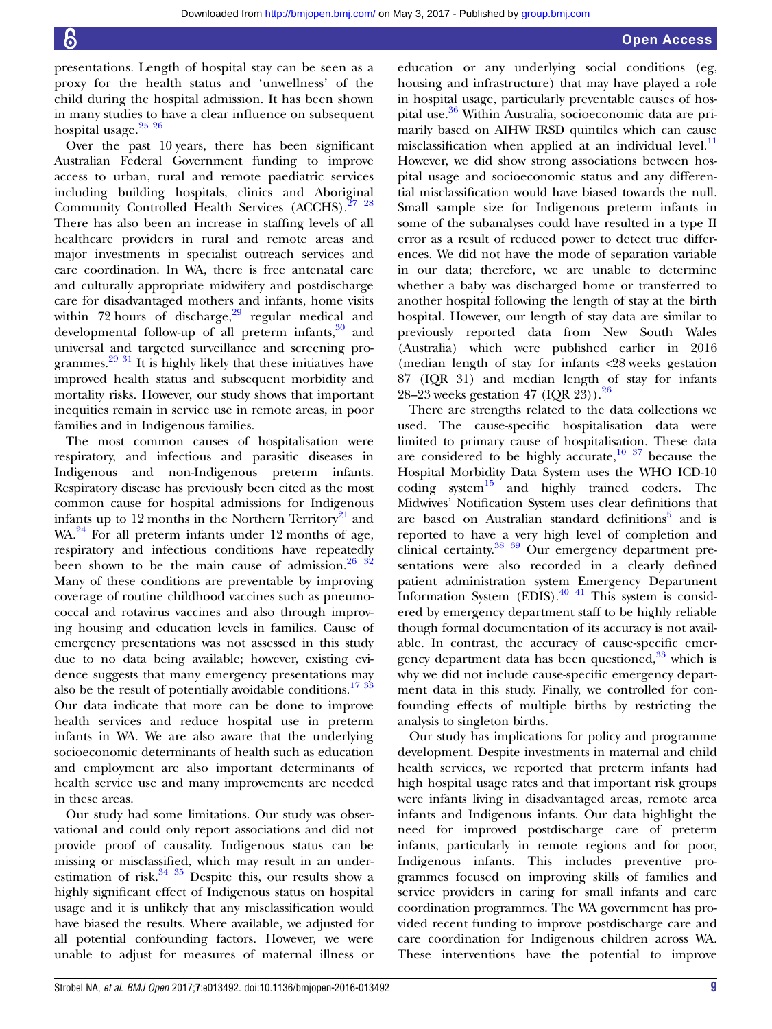presentations. Length of hospital stay can be seen as a proxy for the health status and 'unwellness' of the child during the hospital admission. It has been shown in many studies to have a clear influence on subsequent hospital usage.[25 26]

Over the past 10 years, there has been significant Australian Federal Government funding to improve access to urban, rural and remote paediatric services including building hospitals, clinics and Aboriginal Community Controlled Health Services (ACCHS).[27 28] There has also been an increase in staffing levels of all healthcare providers in rural and remote areas and major investments in specialist outreach services and care coordination. In WA, there is free antenatal care and culturally appropriate midwifery and postdischarge care for disadvantaged mothers and infants, home visits within 72 hours of discharge,[29] regular medical and developmental follow-up of all preterm infants,[30] and universal and targeted surveillance and screening programmes.[29 31] It is highly likely that these initiatives have improved health status and subsequent morbidity and mortality risks. However, our study shows that important inequities remain in service use in remote areas, in poor families and in Indigenous families.

The most common causes of hospitalisation were respiratory, and infectious and parasitic diseases in Indigenous and non-Indigenous preterm infants. Respiratory disease has previously been cited as the most common cause for hospital admissions for Indigenous infants up to 12 months in the Northern Territory[21] and WA.[24] For all preterm infants under 12 months of age, respiratory and infectious conditions have repeatedly been shown to be the main cause of admission.[26 32] Many of these conditions are preventable by improving coverage of routine childhood vaccines such as pneumococcal and rotavirus vaccines and also through improving housing and education levels in families. Cause of emergency presentations was not assessed in this study due to no data being available; however, existing evidence suggests that many emergency presentations may also be the result of potentially avoidable conditions.[17 33] Our data indicate that more can be done to improve health services and reduce hospital use in preterm infants in WA. We are also aware that the underlying socioeconomic determinants of health such as education and employment are also important determinants of health service use and many improvements are needed in these areas.

Our study had some limitations. Our study was observational and could only report associations and did not provide proof of causality. Indigenous status can be missing or misclassified, which may result in an underestimation of risk.[34 35] Despite this, our results show a highly significant effect of Indigenous status on hospital usage and it is unlikely that any misclassification would have biased the results. Where available, we adjusted for all potential confounding factors. However, we were unable to adjust for measures of maternal illness or education or any underlying social conditions (eg, housing and infrastructure) that may have played a role in hospital usage, particularly preventable causes of hospital use.[36] Within Australia, socioeconomic data are primarily based on AIHW IRSD quintiles which can cause misclassification when applied at an individual level.[11] However, we did show strong associations between hospital usage and socioeconomic status and any differential misclassification would have biased towards the null. Small sample size for Indigenous preterm infants in some of the subanalyses could have resulted in a type II error as a result of reduced power to detect true differences. We did not have the mode of separation variable in our data; therefore, we are unable to determine whether a baby was discharged home or transferred to another hospital following the length of stay at the birth hospital. However, our length of stay data are similar to previously reported data from New South Wales (Australia) which were published earlier in 2016 (median length of stay for infants <28 weeks gestation 87 (IQR 31) and median length of stay for infants 28–23 weeks gestation 47 (IQR 23)).[26]

There are strengths related to the data collections we used. The cause-specific hospitalisation data were limited to primary cause of hospitalisation. These data are considered to be highly accurate,[10 37] because the Hospital Morbidity Data System uses the WHO ICD-10 coding system[15] and highly trained coders. The Midwives' Notification System uses clear definitions that are based on Australian standard definitions[5] and is reported to have a very high level of completion and clinical certainty.[38 39] Our emergency department presentations were also recorded in a clearly defined patient administration system Emergency Department Information System (EDIS).[40 41] This system is considered by emergency department staff to be highly reliable though formal documentation of its accuracy is not available. In contrast, the accuracy of cause-specific emergency department data has been questioned,[33] which is why we did not include cause-specific emergency department data in this study. Finally, we controlled for confounding effects of multiple births by restricting the analysis to singleton births.

Our study has implications for policy and programme development. Despite investments in maternal and child health services, we reported that preterm infants had high hospital usage rates and that important risk groups were infants living in disadvantaged areas, remote area infants and Indigenous infants. Our data highlight the need for improved postdischarge care of preterm infants, particularly in remote regions and for poor, Indigenous infants. This includes preventive programmes focused on improving skills of families and service providers in caring for small infants and care coordination programmes. The WA government has provided recent funding to improve postdischarge care and care coordination for Indigenous children across WA. These interventions have the potential to improve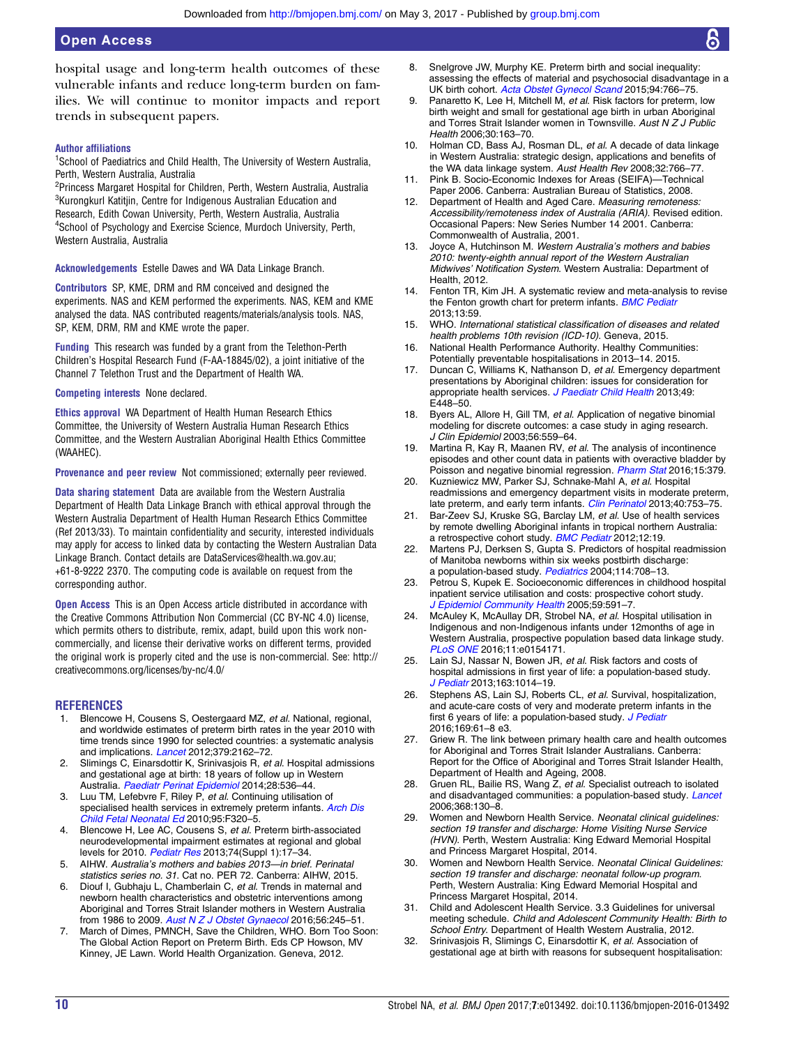hospital usage and long-term health outcomes of these vulnerable infants and reduce long-term burden on families. We will continue to monitor impacts and report trends in subsequent papers.

**Author affiliations**
[1]School of Paediatrics and Child Health, The University of Western Australia, Perth, Western Australia, Australia
[2]Princess Margaret Hospital for Children, Perth, Western Australia, Australia
[3]Kurongkurl Katitjin, Centre for Indigenous Australian Education and Research, Edith Cowan University, Perth, Western Australia, Australia
[4]School of Psychology and Exercise Science, Murdoch University, Perth, Western Australia, Australia

**Acknowledgements** Estelle Dawes and WA Data Linkage Branch.

**Contributors** SP, KME, DRM and RM conceived and designed the experiments. NAS and KEM performed the experiments. NAS, KEM and KME analysed the data. NAS contributed reagents/materials/analysis tools. NAS, SP, KEM, DRM, RM and KME wrote the paper.

**Funding** This research was funded by a grant from the Telethon-Perth Children's Hospital Research Fund (F-AA-18845/02), a joint initiative of the Channel 7 Telethon Trust and the Department of Health WA.

**Competing interests** None declared.

**Ethics approval** WA Department of Health Human Research Ethics Committee, the University of Western Australia Human Research Ethics Committee, and the Western Australian Aboriginal Health Ethics Committee (WAAHEC).

**Provenance and peer review** Not commissioned; externally peer reviewed.

**Data sharing statement** Data are available from the Western Australia Department of Health Data Linkage Branch with ethical approval through the Western Australia Department of Health Human Research Ethics Committee (Ref 2013/33). To maintain confidentiality and security, interested individuals may apply for access to linked data by contacting the Western Australian Data Linkage Branch. Contact details are DataServices@health.wa.gov.au; +61-8-9222 2370. The computing code is available on request from the corresponding author.

**Open Access** This is an Open Access article distributed in accordance with the Creative Commons Attribution Non Commercial (CC BY-NC 4.0) license, which permits others to distribute, remix, adapt, build upon this work non-commercially, and license their derivative works on different terms, provided the original work is properly cited and the use is non-commercial. See: http://creativecommons.org/licenses/by-nc/4.0/

## REFERENCES

1. Blencowe H, Cousens S, Oestergaard MZ, *et al*. National, regional, and worldwide estimates of preterm birth rates in the year 2010 with time trends since 1990 for selected countries: a systematic analysis and implications. *Lancet* 2012;379:2162–72.
2. Slimings C, Einarsdottir K, Srinivasjois R, *et al*. Hospital admissions and gestational age at birth: 18 years of follow up in Western Australia. *Paediatr Perinat Epidemiol* 2014;28:536–44.
3. Luu TM, Lefebvre F, Riley P, *et al*. Continuing utilisation of specialised health services in extremely preterm infants. *Arch Dis Child Fetal Neonatal Ed* 2010;95:F320–5.
4. Blencowe H, Lee AC, Cousens S, *et al*. Preterm birth-associated neurodevelopmental impairment estimates at regional and global levels for 2010. *Pediatr Res* 2013;74(Suppl 1):17–34.
5. AIHW. *Australia's mothers and babies 2013—in brief. Perinatal statistics series no. 31*. Cat no. PER 72. Canberra: AIHW, 2015.
6. Diouf I, Gubhaju L, Chamberlain C, *et al*. Trends in maternal and newborn health characteristics and obstetric interventions among Aboriginal and Torres Strait Islander mothers in Western Australia from 1986 to 2009. *Aust N Z J Obstet Gynaecol* 2016;56:245–51.
7. March of Dimes, PMNCH, Save the Children, WHO. Born Too Soon: The Global Action Report on Preterm Birth. Eds CP Howson, MV Kinney, JE Lawn. World Health Organization. Geneva, 2012.
8. Snelgrove JW, Murphy KE. Preterm birth and social inequality: assessing the effects of material and psychosocial disadvantage in a UK birth cohort. *Acta Obstet Gynecol Scand* 2015;94:766–75.
9. Panaretto K, Lee H, Mitchell M, *et al*. Risk factors for preterm, low birth weight and small for gestational age birth in urban Aboriginal and Torres Strait Islander women in Townsville. *Aust N Z J Public Health* 2006;30:163–70.
10. Holman CD, Bass AJ, Rosman DL, *et al*. A decade of data linkage in Western Australia: strategic design, applications and benefits of the WA data linkage system. *Aust Health Rev* 2008;32:766–77.
11. Pink B. Socio-Economic Indexes for Areas (SEIFA)—Technical Paper 2006. Canberra: Australian Bureau of Statistics, 2008.
12. Department of Health and Aged Care. *Measuring remoteness: Accessibility/remoteness index of Australia (ARIA)*. Revised edition. Occasional Papers: New Series Number 14 2001. Canberra: Commonwealth of Australia, 2001.
13. Joyce A, Hutchinson M. *Western Australia's mothers and babies 2010: twenty-eighth annual report of the Western Australian Midwives' Notification System*. Western Australia: Department of Health, 2012.
14. Fenton TR, Kim JH. A systematic review and meta-analysis to revise the Fenton growth chart for preterm infants. *BMC Pediatr* 2013;13:59.
15. WHO. *International statistical classification of diseases and related health problems 10th revision (ICD-10)*. Geneva, 2015.
16. National Health Performance Authority. Healthy Communities: Potentially preventable hospitalisations in 2013–14. 2015.
17. Duncan C, Williams K, Nathanson D, *et al*. Emergency department presentations by Aboriginal children: issues for consideration for appropriate health services. *J Paediatr Child Health* 2013;49: E448–50.
18. Byers AL, Allore H, Gill TM, *et al*. Application of negative binomial modeling for discrete outcomes: a case study in aging research. *J Clin Epidemiol* 2003;56:559–64.
19. Martina R, Kay R, Maanen RV, *et al*. The analysis of incontinence episodes and other count data in patients with overactive bladder by Poisson and negative binomial regression. *Pharm Stat* 2016;15:379.
20. Kuzniewicz MW, Parker SJ, Schnake-Mahl A, *et al*. Hospital readmissions and emergency department visits in moderate preterm, late preterm, and early term infants. *Clin Perinatol* 2013;40:753–75.
21. Bar-Zeev SJ, Kruske SG, Barclay LM, *et al*. Use of health services by remote dwelling Aboriginal infants in tropical northern Australia: a retrospective cohort study. *BMC Pediatr* 2012;12:19.
22. Martens PJ, Derksen S, Gupta S. Predictors of hospital readmission of Manitoba newborns within six weeks postbirth discharge: a population-based study. *Pediatrics* 2004;114:708–13.
23. Petrou S, Kupek E. Socioeconomic differences in childhood hospital inpatient service utilisation and costs: prospective cohort study. *J Epidemiol Community Health* 2005;59:591–7.
24. McAuley K, McAullay DR, Strobel NA, *et al*. Hospital utilisation in Indigenous and non-Indigenous infants under 12months of age in Western Australia, prospective population based data linkage study. *PLoS ONE* 2016;11:e0154171.
25. Lain SJ, Nassar N, Bowen JR, *et al*. Risk factors and costs of hospital admissions in first year of life: a population-based study. *J Pediatr* 2013;163:1014–19.
26. Stephens AS, Lain SJ, Roberts CL, *et al*. Survival, hospitalization, and acute-care costs of very and moderate preterm infants in the first 6 years of life: a population-based study. *J Pediatr* 2016;169:61–8 e3.
27. Griew R. The link between primary health care and health outcomes for Aboriginal and Torres Strait Islander Australians. Canberra: Report for the Office of Aboriginal and Torres Strait Islander Health, Department of Health and Ageing, 2008.
28. Gruen RL, Bailie RS, Wang Z, *et al*. Specialist outreach to isolated and disadvantaged communities: a population-based study. *Lancet* 2006;368:130–8.
29. Women and Newborn Health Service. *Neonatal clinical guidelines: section 19 transfer and discharge: Home Visiting Nurse Service (HVN)*. Perth, Western Australia: King Edward Memorial Hospital and Princess Margaret Hospital, 2014.
30. Women and Newborn Health Service. *Neonatal Clinical Guidelines: section 19 transfer and discharge: neonatal follow-up program*. Perth, Western Australia: King Edward Memorial Hospital and Princess Margaret Hospital, 2014.
31. Child and Adolescent Health Service. 3.3 Guidelines for universal meeting schedule. *Child and Adolescent Community Health: Birth to School Entry*. Department of Health Western Australia, 2012.
32. Srinivasjois R, Slimings C, Einarsdottir K, *et al*. Association of gestational age at birth with reasons for subsequent hospitalisation: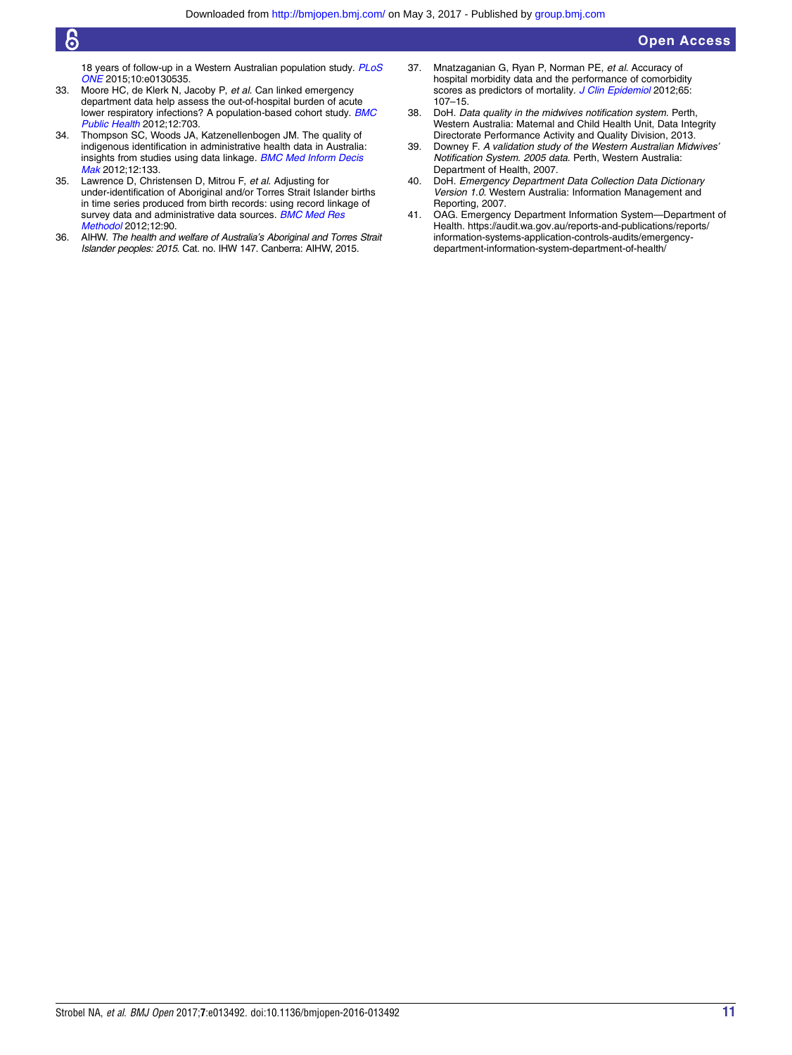18 years of follow-up in a Western Australian population study. *PLoS ONE* 2015;10:e0130535.

33. Moore HC, de Klerk N, Jacoby P, *et al*. Can linked emergency department data help assess the out-of-hospital burden of acute lower respiratory infections? A population-based cohort study. *BMC Public Health* 2012;12:703.
34. Thompson SC, Woods JA, Katzenellenbogen JM. The quality of indigenous identification in administrative health data in Australia: insights from studies using data linkage. *BMC Med Inform Decis Mak* 2012;12:133.
35. Lawrence D, Christensen D, Mitrou F, *et al*. Adjusting for under-identification of Aboriginal and/or Torres Strait Islander births in time series produced from birth records: using record linkage of survey data and administrative data sources. *BMC Med Res Methodol* 2012;12:90.
36. AIHW. *The health and welfare of Australia's Aboriginal and Torres Strait Islander peoples: 2015*. Cat. no. IHW 147. Canberra: AIHW, 2015.
37. Mnatzaganian G, Ryan P, Norman PE, *et al*. Accuracy of hospital morbidity data and the performance of comorbidity scores as predictors of mortality. *J Clin Epidemiol* 2012;65:107–15.
38. DoH. *Data quality in the midwives notification system*. Perth, Western Australia: Maternal and Child Health Unit, Data Integrity Directorate Performance Activity and Quality Division, 2013.
39. Downey F. *A validation study of the Western Australian Midwives' Notification System. 2005 data*. Perth, Western Australia: Department of Health, 2007.
40. DoH. *Emergency Department Data Collection Data Dictionary Version 1.0*. Western Australia: Information Management and Reporting, 2007.
41. OAG. Emergency Department Information System—Department of Health. https://audit.wa.gov.au/reports-and-publications/reports/information-systems-application-controls-audits/emergency-department-information-system-department-of-health/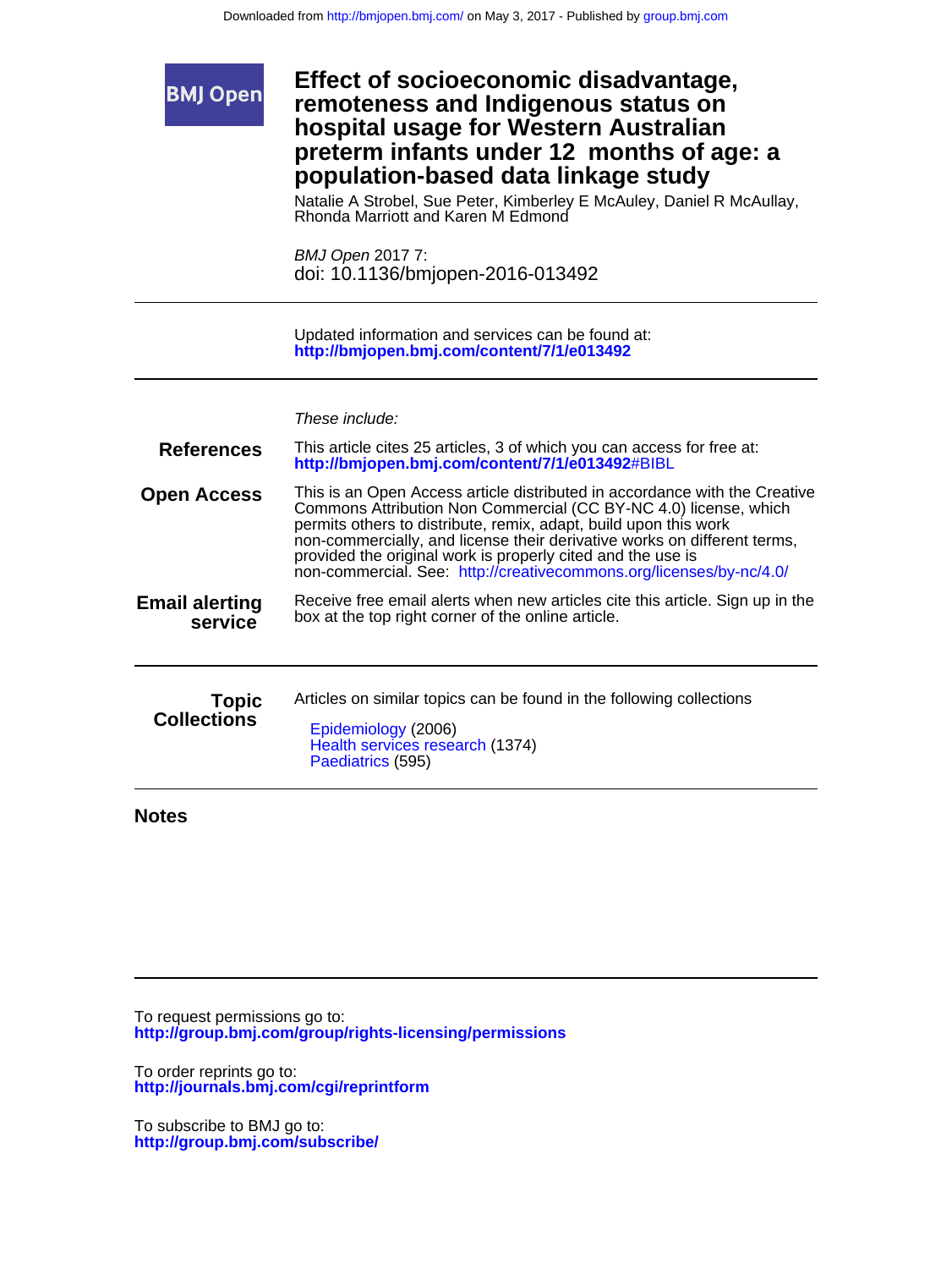Downloaded from http://bmjopen.bmj.com/ on May 3, 2017 - Published by group.bmj.com

BMJ Open

# Effect of socioeconomic disadvantage, remoteness and Indigenous status on hospital usage for Western Australian preterm infants under 12 months of age: a population-based data linkage study

Natalie A Strobel, Sue Peter, Kimberley E McAuley, Daniel R McAullay, Rhonda Marriott and Karen M Edmond

*BMJ Open* 2017 7:
doi: 10.1136/bmjopen-2016-013492

Updated information and services can be found at:
**http://bmjopen.bmj.com/content/7/1/e013492**

*These include:*

**References**

This article cites 25 articles, 3 of which you can access for free at:
**http://bmjopen.bmj.com/content/7/1/e013492**#BIBL

**Open Access**

This is an Open Access article distributed in accordance with the Creative Commons Attribution Non Commercial (CC BY-NC 4.0) license, which permits others to distribute, remix, adapt, build upon this work non-commercially, and license their derivative works on different terms, provided the original work is properly cited and the use is non-commercial. See: http://creativecommons.org/licenses/by-nc/4.0/

**Email alerting service**

Receive free email alerts when new articles cite this article. Sign up in the box at the top right corner of the online article.

**Topic Collections**

Articles on similar topics can be found in the following collections

Epidemiology (2006)
Health services research (1374)
Paediatrics (595)

## Notes

To request permissions go to:
**http://group.bmj.com/group/rights-licensing/permissions**

To order reprints go to:
**http://journals.bmj.com/cgi/reprintform**

To subscribe to BMJ go to:
**http://group.bmj.com/subscribe/**